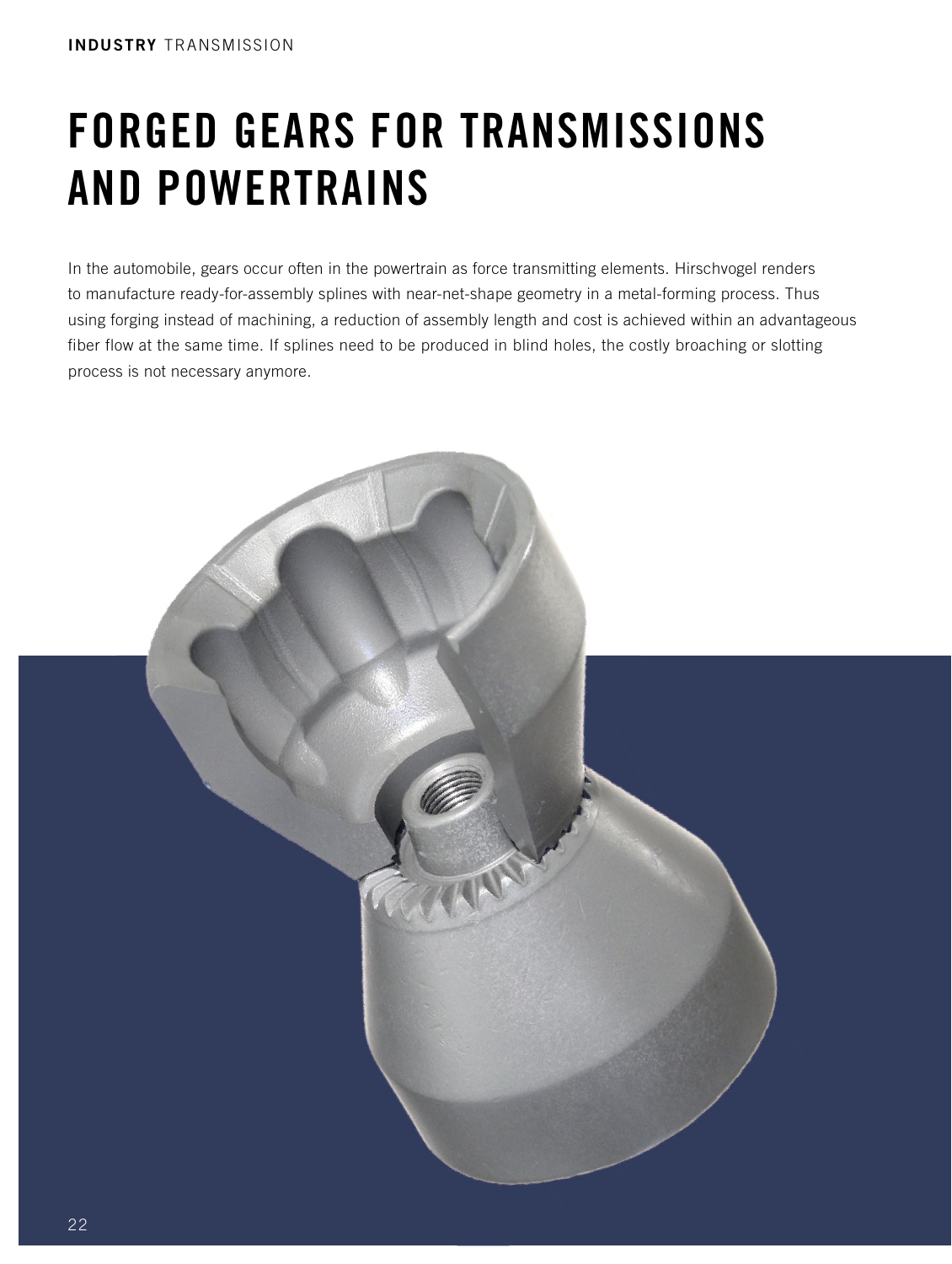INDUSTRY TRANSMISSION

# FORGED GEARS FOR TRANSMISSIONS AND POWERTRAINS

In the automobile, gears occur often in the powertrain as force transmitting elements. Hirschvogel renders to manufacture ready-for-assembly splines with near-net-shape geometry in a metal-forming process. Thus using forging instead of machining, a reduction of assembly length and cost is achieved within an advantageous fiber flow at the same time. If splines need to be produced in blind holes, the costly broaching or slotting process is not necessary anymore.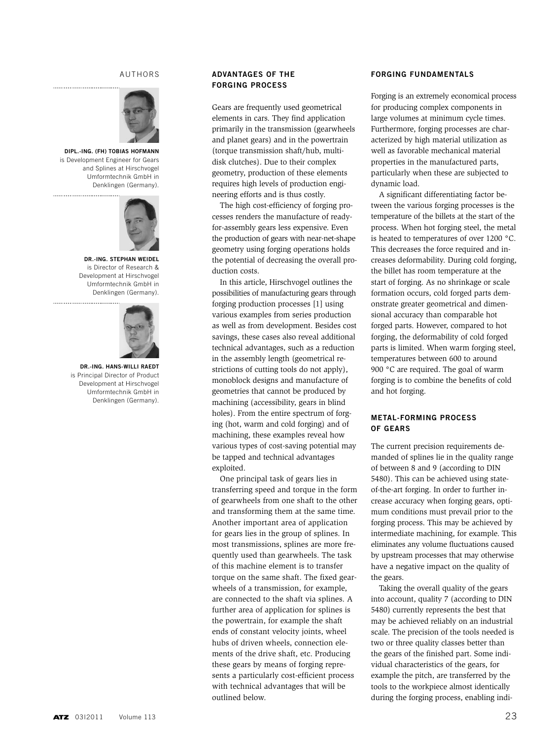## AUTHORS

**DIPL.-ING. (FH) TOBIAS HOFMANN** is Development Engineer for Gears and Splines at Hirschvogel Umformtechnik GmbH in Denklingen (Germany).

**DR.-ING. STEPHAN WEIDEL** is Director of Research & Development at Hirschvogel Umformtechnik GmbH in Denklingen (Germany).

**DR.-ING. HANS-WILLI RAEDT** is Principal Director of Product Development at Hirschvogel Umformtechnik GmbH in Denklingen (Germany).

## ADVANTAGES OF THE FORGING PROCESS

Gears are frequently used geometrical elements in cars. They find application primarily in the transmission (gearwheels and planet gears) and in the powertrain (torque transmission shaft/hub, multidisk clutches). Due to their complex geometry, production of these elements requires high levels of production engineering efforts and is thus costly.

The high cost-efficiency of forging processes renders the manufacture of ready-for-assembly gears less expensive. Even the production of gears with near-net-shape geometry using forging operations holds the potential of decreasing the overall production costs.

In this article, Hirschvogel outlines the possibilities of manufacturing gears through forging production processes [1] using various examples from series production as well as from development. Besides cost savings, these cases also reveal additional technical advantages, such as a reduction in the assembly length (geometrical restrictions of cutting tools do not apply), monoblock designs and manufacture of geometries that cannot be produced by machining (accessibility, gears in blind holes). From the entire spectrum of forging (hot, warm and cold forging) and of machining, these examples reveal how various types of cost-saving potential may be tapped and technical advantages exploited.

One principal task of gears lies in transferring speed and torque in the form of gearwheels from one shaft to the other and transforming them at the same time. Another important area of application for gears lies in the group of splines. In most transmissions, splines are more frequently used than gearwheels. The task of this machine element is to transfer torque on the same shaft. The fixed gearwheels of a transmission, for example, are connected to the shaft via splines. A further area of application for splines is the powertrain, for example the shaft ends of constant velocity joints, wheel hubs of driven wheels, connection elements of the drive shaft, etc. Producing these gears by means of forging represents a particularly cost-efficient process with technical advantages that will be outlined below.

## FORGING FUNDAMENTALS

Forging is an extremely economical process for producing complex components in large volumes at minimum cycle times. Furthermore, forging processes are characterized by high material utilization as well as favorable mechanical material properties in the manufactured parts, particularly when these are subjected to dynamic load.

A significant differentiating factor between the various forging processes is the temperature of the billets at the start of the process. When hot forging steel, the metal is heated to temperatures of over 1200 °C. This decreases the force required and increases deformability. During cold forging, the billet has room temperature at the start of forging. As no shrinkage or scale formation occurs, cold forged parts demonstrate greater geometrical and dimensional accuracy than comparable hot forged parts. However, compared to hot forging, the deformability of cold forged parts is limited. When warm forging steel, temperatures between 600 to around 900 °C are required. The goal of warm forging is to combine the benefits of cold and hot forging.

## METAL-FORMING PROCESS OF GEARS

The current precision requirements demanded of splines lie in the quality range of between 8 and 9 (according to DIN 5480). This can be achieved using state-of-the-art forging. In order to further increase accuracy when forging gears, optimum conditions must prevail prior to the forging process. This may be achieved by intermediate machining, for example. This eliminates any volume fluctuations caused by upstream processes that may otherwise have a negative impact on the quality of the gears.

Taking the overall quality of the gears into account, quality 7 (according to DIN 5480) currently represents the best that may be achieved reliably on an industrial scale. The precision of the tools needed is two or three quality classes better than the gears of the finished part. Some individual characteristics of the gears, for example the pitch, are transferred by the tools to the workpiece almost identically during the forging process, enabling indi-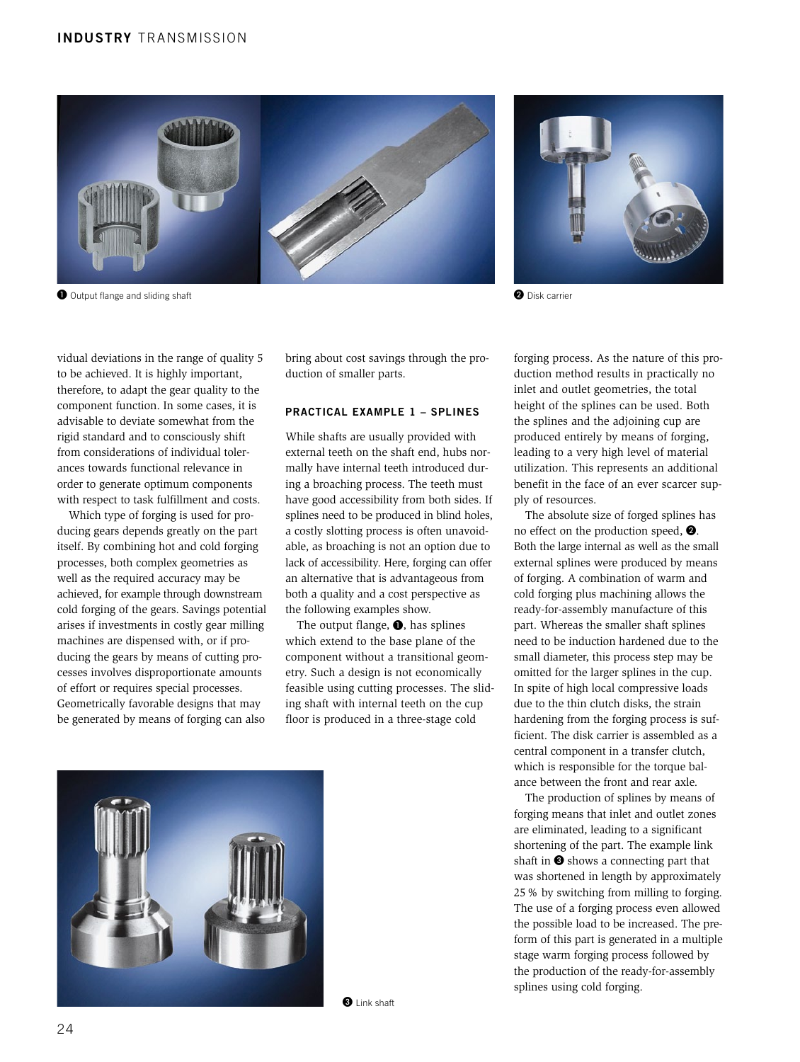❶ Output flange and sliding shaft

❷ Disk carrier

vidual deviations in the range of quality 5 to be achieved. It is highly important, therefore, to adapt the gear quality to the component function. In some cases, it is advisable to deviate somewhat from the rigid standard and to consciously shift from considerations of individual tolerances towards functional relevance in order to generate optimum components with respect to task fulfillment and costs.

Which type of forging is used for producing gears depends greatly on the part itself. By combining hot and cold forging processes, both complex geometries as well as the required accuracy may be achieved, for example through downstream cold forging of the gears. Savings potential arises if investments in costly gear milling machines are dispensed with, or if producing the gears by means of cutting processes involves disproportionate amounts of effort or requires special processes. Geometrically favorable designs that may be generated by means of forging can also bring about cost savings through the production of smaller parts.

## PRACTICAL EXAMPLE 1 – SPLINES

While shafts are usually provided with external teeth on the shaft end, hubs normally have internal teeth introduced during a broaching process. The teeth must have good accessibility from both sides. If splines need to be produced in blind holes, a costly slotting process is often unavoidable, as broaching is not an option due to lack of accessibility. Here, forging can offer an alternative that is advantageous from both a quality and a cost perspective as the following examples show.

The output flange, ❶, has splines which extend to the base plane of the component without a transitional geometry. Such a design is not economically feasible using cutting processes. The sliding shaft with internal teeth on the cup floor is produced in a three-stage cold forging process. As the nature of this production method results in practically no inlet and outlet geometries, the total height of the splines can be used. Both the splines and the adjoining cup are produced entirely by means of forging, leading to a very high level of material utilization. This represents an additional benefit in the face of an ever scarcer supply of resources.

The absolute size of forged splines has no effect on the production speed, ❷. Both the large internal as well as the small external splines were produced by means of forging. A combination of warm and cold forging plus machining allows the ready-for-assembly manufacture of this part. Whereas the smaller shaft splines need to be induction hardened due to the small diameter, this process step may be omitted for the larger splines in the cup. In spite of high local compressive loads due to the thin clutch disks, the strain hardening from the forging process is sufficient. The disk carrier is assembled as a central component in a transfer clutch, which is responsible for the torque balance between the front and rear axle.

The production of splines by means of forging means that inlet and outlet zones are eliminated, leading to a significant shortening of the part. The example link shaft in ❸ shows a connecting part that was shortened in length by approximately 25 % by switching from milling to forging. The use of a forging process even allowed the possible load to be increased. The preform of this part is generated in a multiple stage warm forging process followed by the production of the ready-for-assembly splines using cold forging.

❸ Link shaft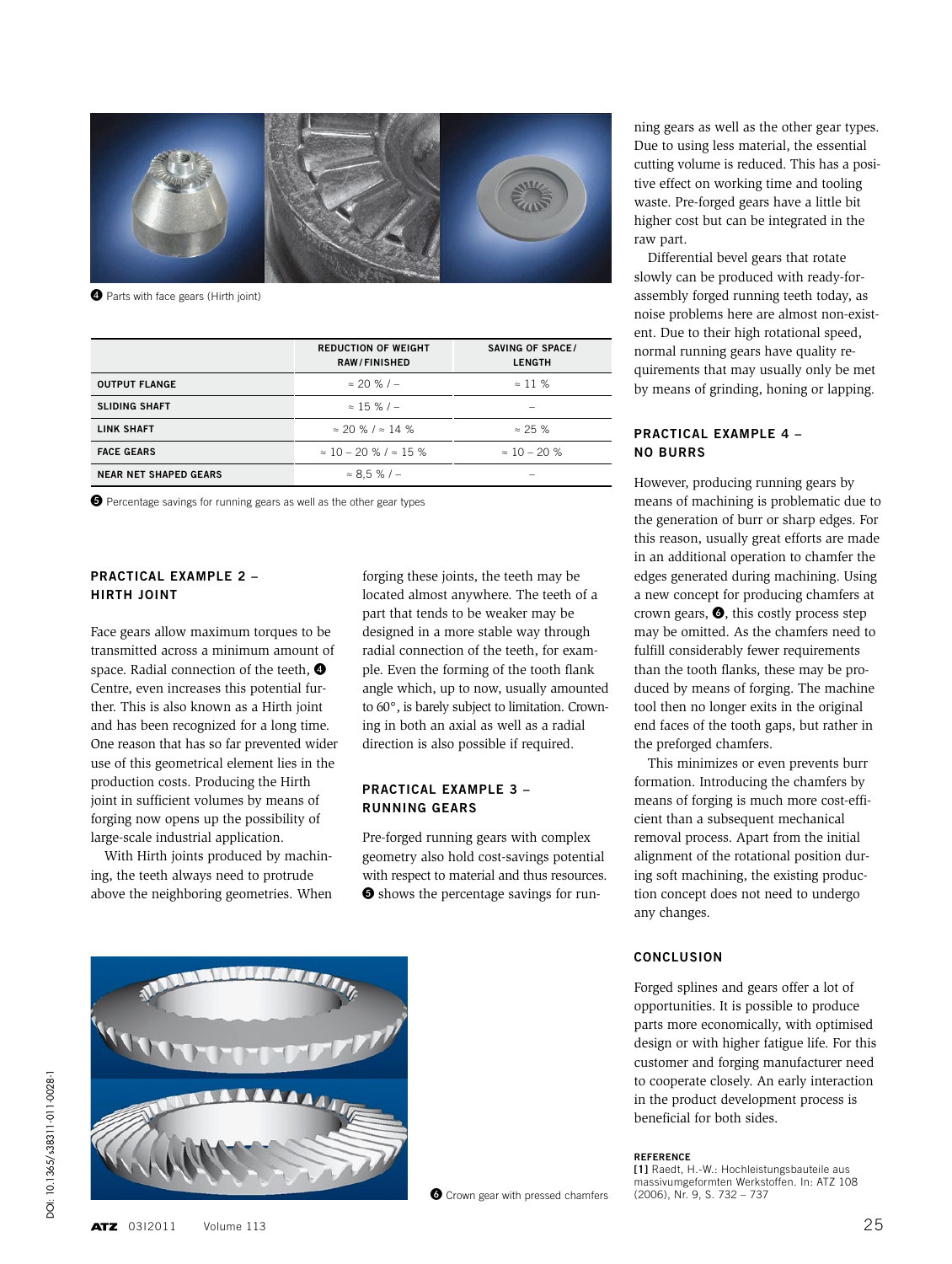❹ Parts with face gears (Hirth joint)

| | REDUCTION OF WEIGHT RAW/FINISHED | SAVING OF SPACE/ LENGTH |
|---|---|---|
| OUTPUT FLANGE | ≈ 20 % / – | ≈ 11 % |
| SLIDING SHAFT | ≈ 15 % / – | – |
| LINK SHAFT | ≈ 20 % / ≈ 14 % | ≈ 25 % |
| FACE GEARS | ≈ 10 – 20 % / ≈ 15 % | ≈ 10 – 20 % |
| NEAR NET SHAPED GEARS | ≈ 8,5 % / – | – |

❺ Percentage savings for running gears as well as the other gear types

## PRACTICAL EXAMPLE 2 – HIRTH JOINT

Face gears allow maximum torques to be transmitted across a minimum amount of space. Radial connection of the teeth, ❹ Centre, even increases this potential further. This is also known as a Hirth joint and has been recognized for a long time. One reason that has so far prevented wider use of this geometrical element lies in the production costs. Producing the Hirth joint in sufficient volumes by means of forging now opens up the possibility of large-scale industrial application.

With Hirth joints produced by machining, the teeth always need to protrude above the neighboring geometries. When forging these joints, the teeth may be located almost anywhere. The teeth of a part that tends to be weaker may be designed in a more stable way through radial connection of the teeth, for example. Even the forming of the tooth flank angle which, up to now, usually amounted to 60°, is barely subject to limitation. Crowning in both an axial as well as a radial direction is also possible if required.

## PRACTICAL EXAMPLE 3 – RUNNING GEARS

Pre-forged running gears with complex geometry also hold cost-savings potential with respect to material and thus resources. ❺ shows the percentage savings for running gears as well as the other gear types. Due to using less material, the essential cutting volume is reduced. This has a positive effect on working time and tooling waste. Pre-forged gears have a little bit higher cost but can be integrated in the raw part.

Differential bevel gears that rotate slowly can be produced with ready-for-assembly forged running teeth today, as noise problems here are almost non-existent. Due to their high rotational speed, normal running gears have quality requirements that may usually only be met by means of grinding, honing or lapping.

## PRACTICAL EXAMPLE 4 – NO BURRS

However, producing running gears by means of machining is problematic due to the generation of burr or sharp edges. For this reason, usually great efforts are made in an additional operation to chamfer the edges generated during machining. Using a new concept for producing chamfers at crown gears, ❻, this costly process step may be omitted. As the chamfers need to fulfill considerably fewer requirements than the tooth flanks, these may be produced by means of forging. The machine tool then no longer exits in the original end faces of the tooth gaps, but rather in the preforged chamfers.

This minimizes or even prevents burr formation. Introducing the chamfers by means of forging is much more cost-efficient than a subsequent mechanical removal process. Apart from the initial alignment of the rotational position during soft machining, the existing production concept does not need to undergo any changes.

❻ Crown gear with pressed chamfers

## CONCLUSION

Forged splines and gears offer a lot of opportunities. It is possible to produce parts more economically, with optimised design or with higher fatigue life. For this customer and forging manufacturer need to cooperate closely. An early interaction in the product development process is beneficial for both sides.

**REFERENCE**

**[1]** Raedt, H.-W.: Hochleistungsbauteile aus massivumgeformten Werkstoffen. In: ATZ 108 (2006), Nr. 9, S. 732 – 737

DOI: 10.1365/s38311-011-0028-1